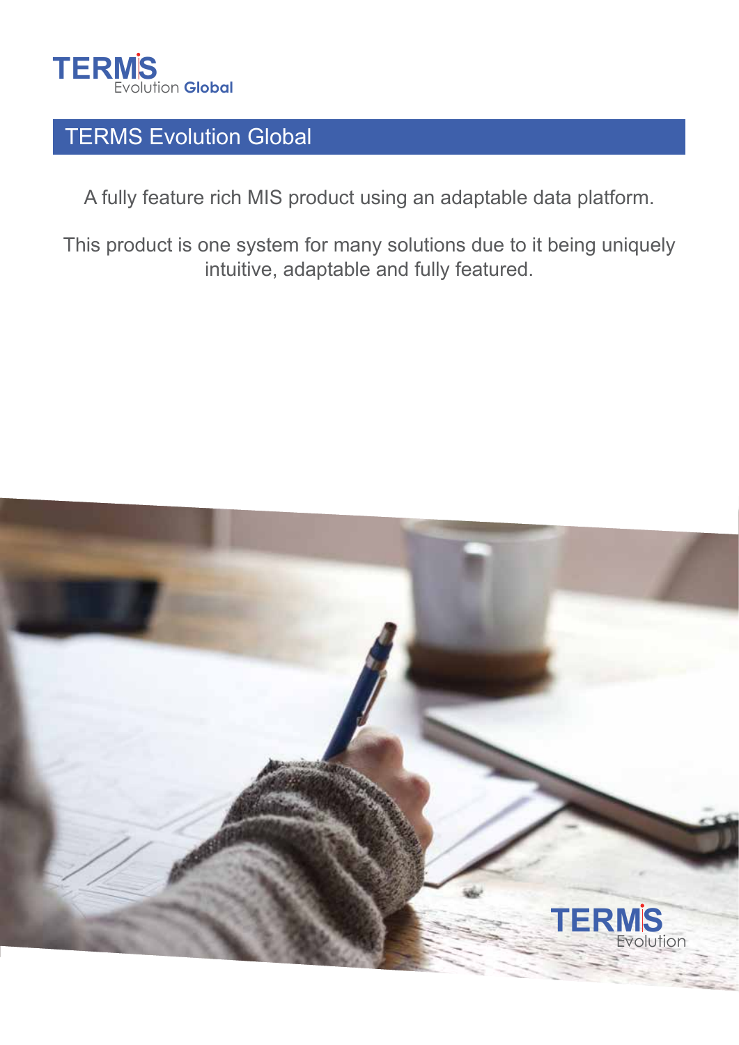TERMS Evolution Global

# TERMS Evolution Global

A fully feature rich MIS product using an adaptable data platform.

This product is one system for many solutions due to it being uniquely intuitive, adaptable and fully featured.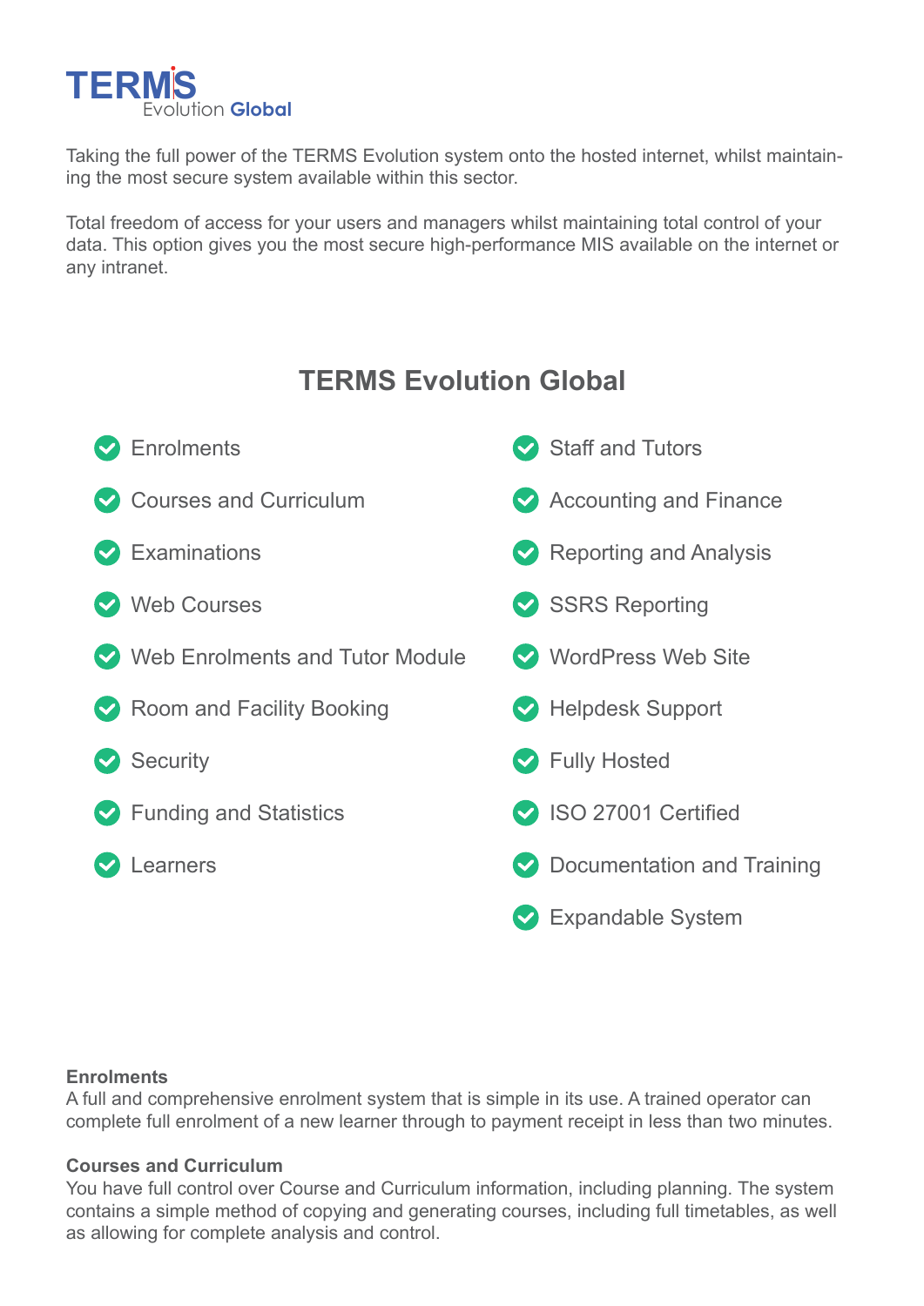TERMS
Evolution **Global**

Taking the full power of the TERMS Evolution system onto the hosted internet, whilst maintaining the most secure system available within this sector.

Total freedom of access for your users and managers whilst maintaining total control of your data. This option gives you the most secure high-performance MIS available on the internet or any intranet.

## TERMS Evolution Global

- Enrolments
- Courses and Curriculum
- Examinations
- Web Courses
- Web Enrolments and Tutor Module
- Room and Facility Booking
- Security
- Funding and Statistics
- Learners
- Staff and Tutors
- Accounting and Finance
- Reporting and Analysis
- SSRS Reporting
- WordPress Web Site
- Helpdesk Support
- Fully Hosted
- ISO 27001 Certified
- Documentation and Training
- Expandable System

**Enrolments**
A full and comprehensive enrolment system that is simple in its use. A trained operator can complete full enrolment of a new learner through to payment receipt in less than two minutes.

**Courses and Curriculum**
You have full control over Course and Curriculum information, including planning. The system contains a simple method of copying and generating courses, including full timetables, as well as allowing for complete analysis and control.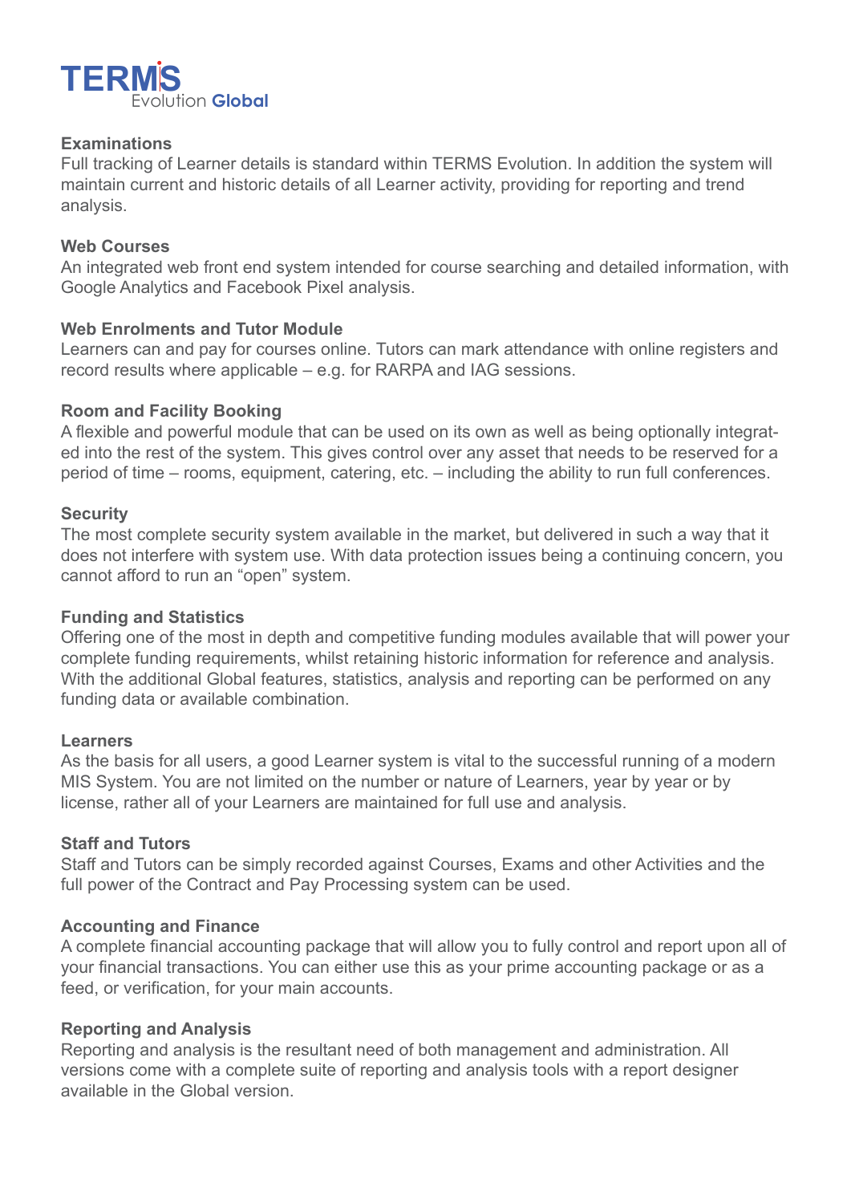**TERMS Evolution Global**

### Examinations

Full tracking of Learner details is standard within TERMS Evolution. In addition the system will maintain current and historic details of all Learner activity, providing for reporting and trend analysis.

### Web Courses

An integrated web front end system intended for course searching and detailed information, with Google Analytics and Facebook Pixel analysis.

### Web Enrolments and Tutor Module

Learners can and pay for courses online. Tutors can mark attendance with online registers and record results where applicable – e.g. for RARPA and IAG sessions.

### Room and Facility Booking

A flexible and powerful module that can be used on its own as well as being optionally integrated into the rest of the system. This gives control over any asset that needs to be reserved for a period of time – rooms, equipment, catering, etc. – including the ability to run full conferences.

### Security

The most complete security system available in the market, but delivered in such a way that it does not interfere with system use. With data protection issues being a continuing concern, you cannot afford to run an "open" system.

### Funding and Statistics

Offering one of the most in depth and competitive funding modules available that will power your complete funding requirements, whilst retaining historic information for reference and analysis. With the additional Global features, statistics, analysis and reporting can be performed on any funding data or available combination.

### Learners

As the basis for all users, a good Learner system is vital to the successful running of a modern MIS System. You are not limited on the number or nature of Learners, year by year or by license, rather all of your Learners are maintained for full use and analysis.

### Staff and Tutors

Staff and Tutors can be simply recorded against Courses, Exams and other Activities and the full power of the Contract and Pay Processing system can be used.

### Accounting and Finance

A complete financial accounting package that will allow you to fully control and report upon all of your financial transactions. You can either use this as your prime accounting package or as a feed, or verification, for your main accounts.

### Reporting and Analysis

Reporting and analysis is the resultant need of both management and administration. All versions come with a complete suite of reporting and analysis tools with a report designer available in the Global version.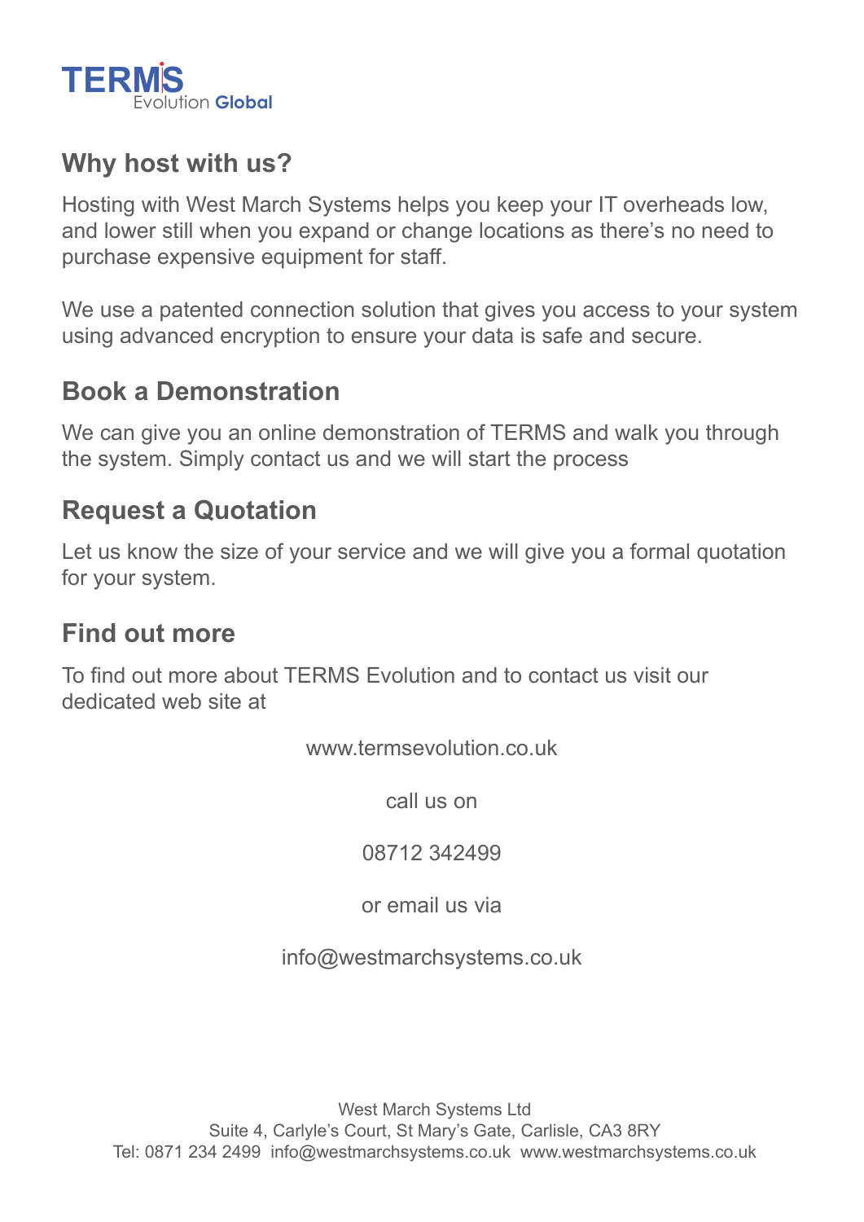TERMS
Evolution **Global**

## Why host with us?

Hosting with West March Systems helps you keep your IT overheads low, and lower still when you expand or change locations as there's no need to purchase expensive equipment for staff.

We use a patented connection solution that gives you access to your system using advanced encryption to ensure your data is safe and secure.

## Book a Demonstration

We can give you an online demonstration of TERMS and walk you through the system. Simply contact us and we will start the process

## Request a Quotation

Let us know the size of your service and we will give you a formal quotation for your system.

## Find out more

To find out more about TERMS Evolution and to contact us visit our dedicated web site at

www.termsevolution.co.uk

call us on

08712 342499

or email us via

info@westmarchsystems.co.uk

West March Systems Ltd
Suite 4, Carlyle's Court, St Mary's Gate, Carlisle, CA3 8RY
Tel: 0871 234 2499 info@westmarchsystems.co.uk www.westmarchsystems.co.uk